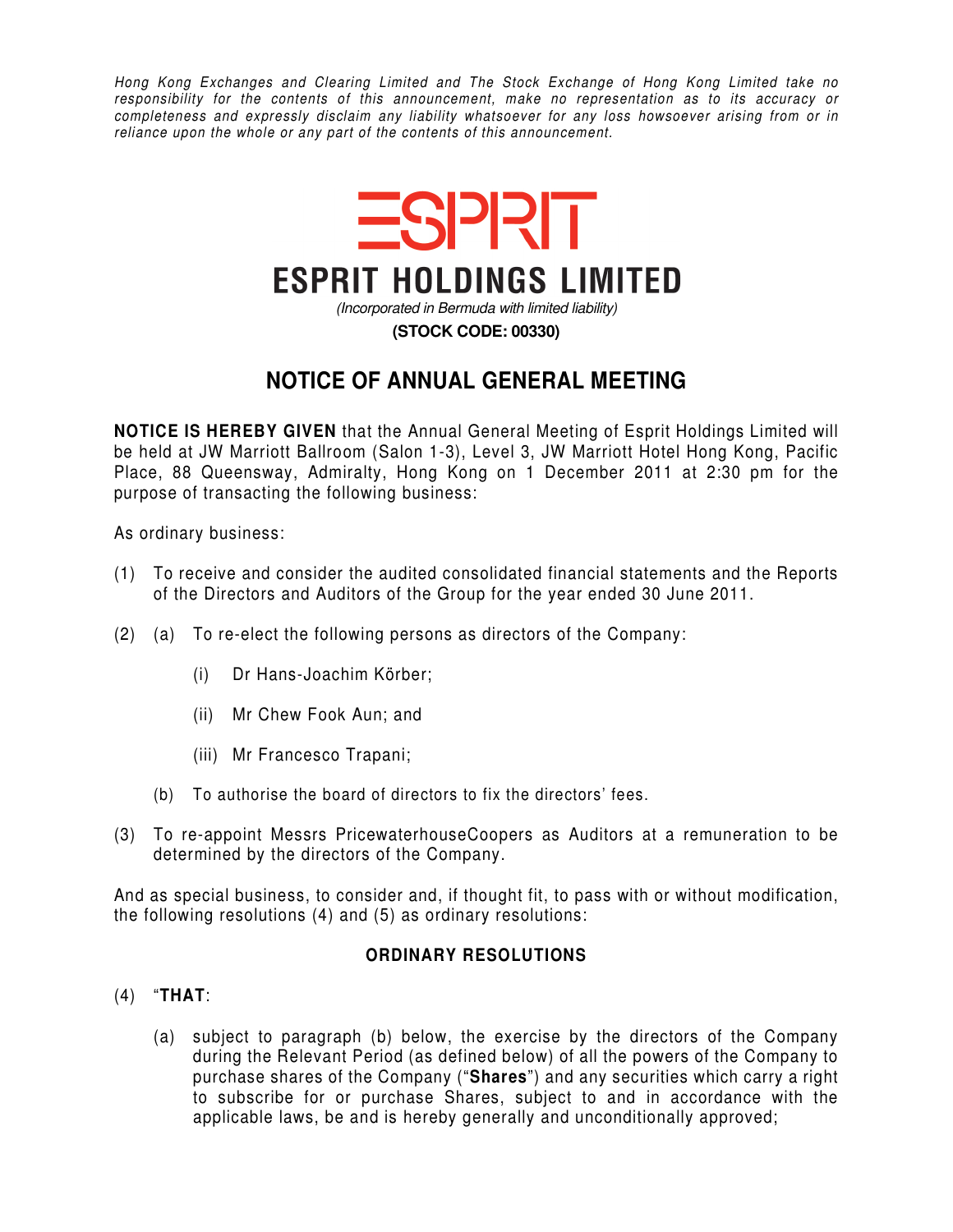*Hong Kong Exchanges and Clearing Limited and The Stock Exchange of Hong Kong Limited take no responsibility for the contents of this announcement, make no representation as to its accuracy or completeness and expressly disclaim any liability whatsoever for any loss howsoever arising from or in reliance upon the whole or any part of the contents of this announcement.*

ESPRIT

# ESPRIT HOLDINGS LIMITED

*(Incorporated in Bermuda with limited liability)*

**(STOCK CODE: 00330)**

## NOTICE OF ANNUAL GENERAL MEETING

**NOTICE IS HEREBY GIVEN** that the Annual General Meeting of Esprit Holdings Limited will be held at JW Marriott Ballroom (Salon 1-3), Level 3, JW Marriott Hotel Hong Kong, Pacific Place, 88 Queensway, Admiralty, Hong Kong on 1 December 2011 at 2:30 pm for the purpose of transacting the following business:

As ordinary business:

(1) To receive and consider the audited consolidated financial statements and the Reports of the Directors and Auditors of the Group for the year ended 30 June 2011.

(2) (a) To re-elect the following persons as directors of the Company:

(i) Dr Hans-Joachim Körber;

(ii) Mr Chew Fook Aun; and

(iii) Mr Francesco Trapani;

(b) To authorise the board of directors to fix the directors' fees.

(3) To re-appoint Messrs PricewaterhouseCoopers as Auditors at a remuneration to be determined by the directors of the Company.

And as special business, to consider and, if thought fit, to pass with or without modification, the following resolutions (4) and (5) as ordinary resolutions:

### ORDINARY RESOLUTIONS

(4) "**THAT**:

(a) subject to paragraph (b) below, the exercise by the directors of the Company during the Relevant Period (as defined below) of all the powers of the Company to purchase shares of the Company ("**Shares**") and any securities which carry a right to subscribe for or purchase Shares, subject to and in accordance with the applicable laws, be and is hereby generally and unconditionally approved;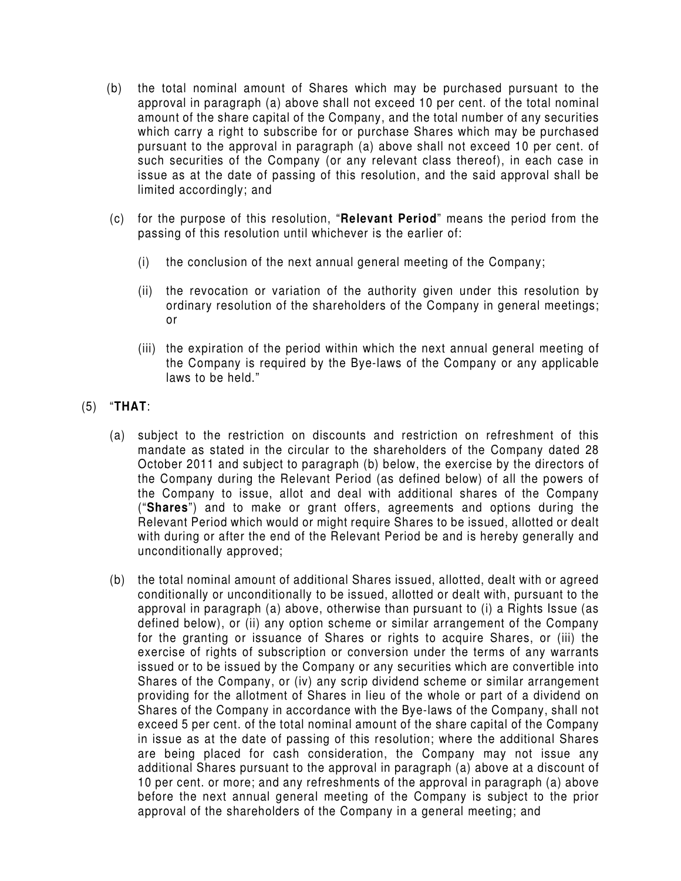(b) the total nominal amount of Shares which may be purchased pursuant to the approval in paragraph (a) above shall not exceed 10 per cent. of the total nominal amount of the share capital of the Company, and the total number of any securities which carry a right to subscribe for or purchase Shares which may be purchased pursuant to the approval in paragraph (a) above shall not exceed 10 per cent. of such securities of the Company (or any relevant class thereof), in each case in issue as at the date of passing of this resolution, and the said approval shall be limited accordingly; and

(c) for the purpose of this resolution, "**Relevant Period**" means the period from the passing of this resolution until whichever is the earlier of:

(i) the conclusion of the next annual general meeting of the Company;

(ii) the revocation or variation of the authority given under this resolution by ordinary resolution of the shareholders of the Company in general meetings; or

(iii) the expiration of the period within which the next annual general meeting of the Company is required by the Bye-laws of the Company or any applicable laws to be held."

(5) "**THAT**:

(a) subject to the restriction on discounts and restriction on refreshment of this mandate as stated in the circular to the shareholders of the Company dated 28 October 2011 and subject to paragraph (b) below, the exercise by the directors of the Company during the Relevant Period (as defined below) of all the powers of the Company to issue, allot and deal with additional shares of the Company ("**Shares**") and to make or grant offers, agreements and options during the Relevant Period which would or might require Shares to be issued, allotted or dealt with during or after the end of the Relevant Period be and is hereby generally and unconditionally approved;

(b) the total nominal amount of additional Shares issued, allotted, dealt with or agreed conditionally or unconditionally to be issued, allotted or dealt with, pursuant to the approval in paragraph (a) above, otherwise than pursuant to (i) a Rights Issue (as defined below), or (ii) any option scheme or similar arrangement of the Company for the granting or issuance of Shares or rights to acquire Shares, or (iii) the exercise of rights of subscription or conversion under the terms of any warrants issued or to be issued by the Company or any securities which are convertible into Shares of the Company, or (iv) any scrip dividend scheme or similar arrangement providing for the allotment of Shares in lieu of the whole or part of a dividend on Shares of the Company in accordance with the Bye-laws of the Company, shall not exceed 5 per cent. of the total nominal amount of the share capital of the Company in issue as at the date of passing of this resolution; where the additional Shares are being placed for cash consideration, the Company may not issue any additional Shares pursuant to the approval in paragraph (a) above at a discount of 10 per cent. or more; and any refreshments of the approval in paragraph (a) above before the next annual general meeting of the Company is subject to the prior approval of the shareholders of the Company in a general meeting; and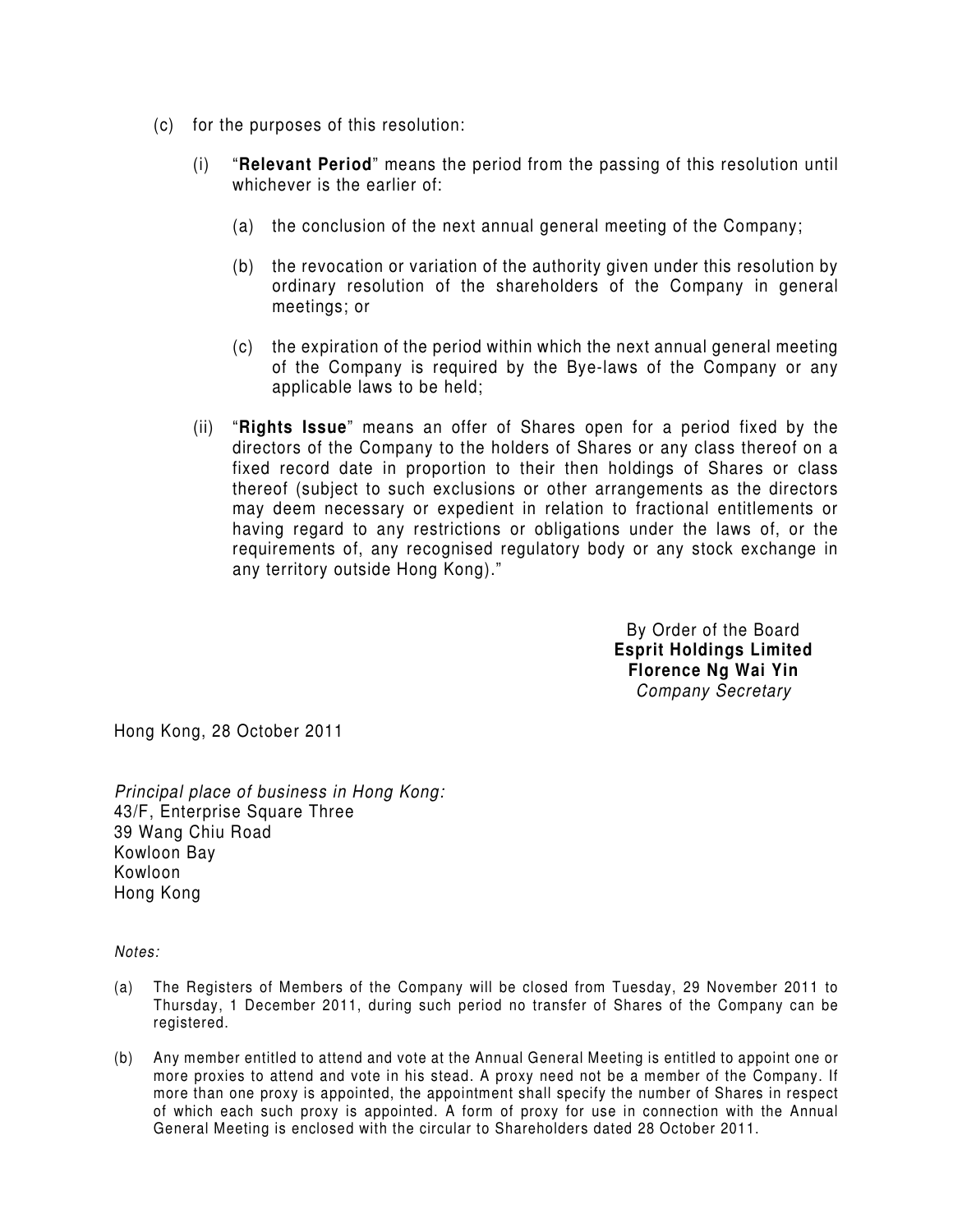(c) for the purposes of this resolution:

(i) "**Relevant Period**" means the period from the passing of this resolution until whichever is the earlier of:

(a) the conclusion of the next annual general meeting of the Company;

(b) the revocation or variation of the authority given under this resolution by ordinary resolution of the shareholders of the Company in general meetings; or

(c) the expiration of the period within which the next annual general meeting of the Company is required by the Bye-laws of the Company or any applicable laws to be held;

(ii) "**Rights Issue**" means an offer of Shares open for a period fixed by the directors of the Company to the holders of Shares or any class thereof on a fixed record date in proportion to their then holdings of Shares or class thereof (subject to such exclusions or other arrangements as the directors may deem necessary or expedient in relation to fractional entitlements or having regard to any restrictions or obligations under the laws of, or the requirements of, any recognised regulatory body or any stock exchange in any territory outside Hong Kong)."

By Order of the Board
**Esprit Holdings Limited**
**Florence Ng Wai Yin**
*Company Secretary*

Hong Kong, 28 October 2011

*Principal place of business in Hong Kong:*
43/F, Enterprise Square Three
39 Wang Chiu Road
Kowloon Bay
Kowloon
Hong Kong

*Notes:*

(a) The Registers of Members of the Company will be closed from Tuesday, 29 November 2011 to Thursday, 1 December 2011, during such period no transfer of Shares of the Company can be registered.

(b) Any member entitled to attend and vote at the Annual General Meeting is entitled to appoint one or more proxies to attend and vote in his stead. A proxy need not be a member of the Company. If more than one proxy is appointed, the appointment shall specify the number of Shares in respect of which each such proxy is appointed. A form of proxy for use in connection with the Annual General Meeting is enclosed with the circular to Shareholders dated 28 October 2011.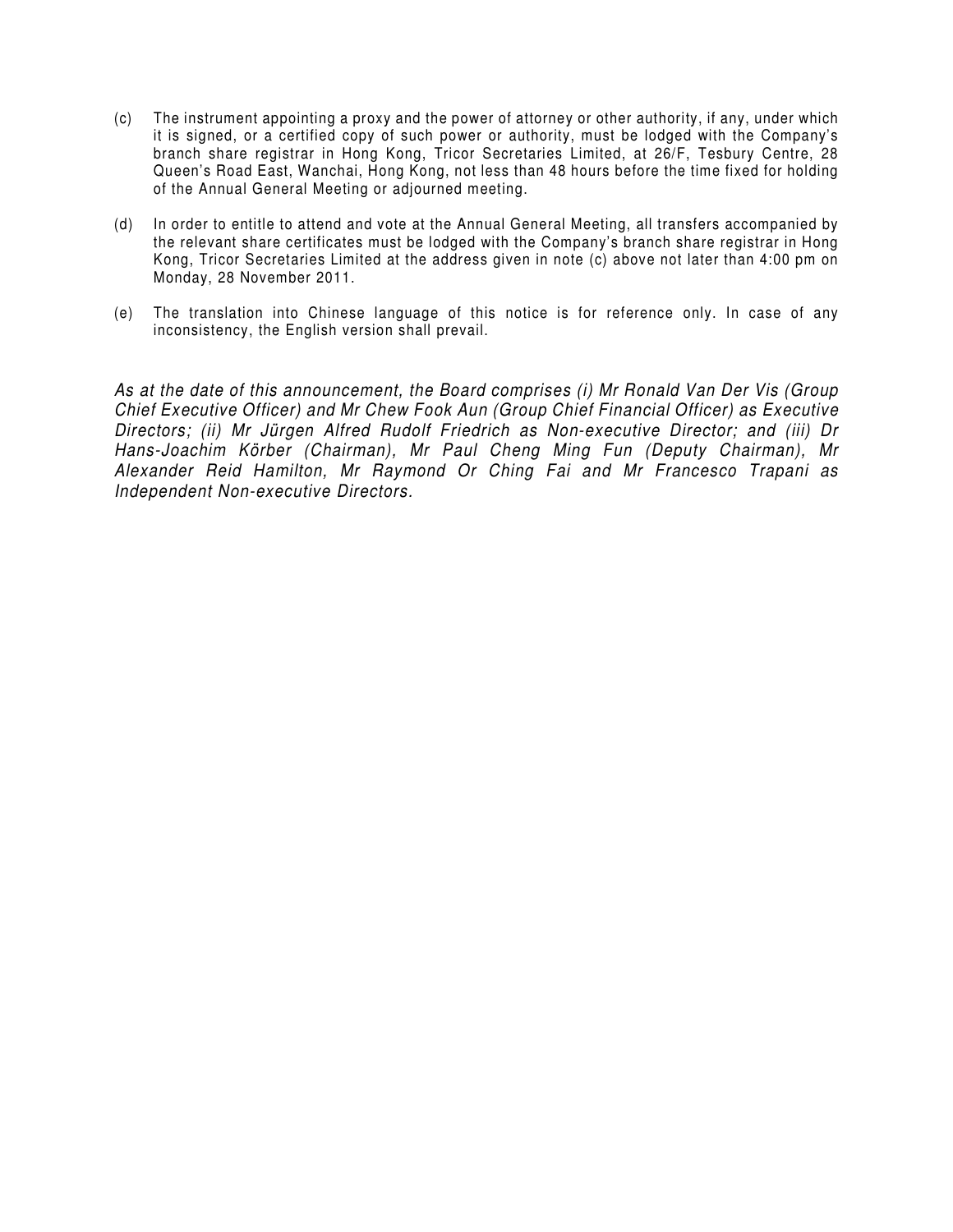(c) The instrument appointing a proxy and the power of attorney or other authority, if any, under which it is signed, or a certified copy of such power or authority, must be lodged with the Company's branch share registrar in Hong Kong, Tricor Secretaries Limited, at 26/F, Tesbury Centre, 28 Queen's Road East, Wanchai, Hong Kong, not less than 48 hours before the time fixed for holding of the Annual General Meeting or adjourned meeting.

(d) In order to entitle to attend and vote at the Annual General Meeting, all transfers accompanied by the relevant share certificates must be lodged with the Company's branch share registrar in Hong Kong, Tricor Secretaries Limited at the address given in note (c) above not later than 4:00 pm on Monday, 28 November 2011.

(e) The translation into Chinese language of this notice is for reference only. In case of any inconsistency, the English version shall prevail.

*As at the date of this announcement, the Board comprises (i) Mr Ronald Van Der Vis (Group Chief Executive Officer) and Mr Chew Fook Aun (Group Chief Financial Officer) as Executive Directors; (ii) Mr Jürgen Alfred Rudolf Friedrich as Non-executive Director; and (iii) Dr Hans-Joachim Körber (Chairman), Mr Paul Cheng Ming Fun (Deputy Chairman), Mr Alexander Reid Hamilton, Mr Raymond Or Ching Fai and Mr Francesco Trapani as Independent Non-executive Directors.*